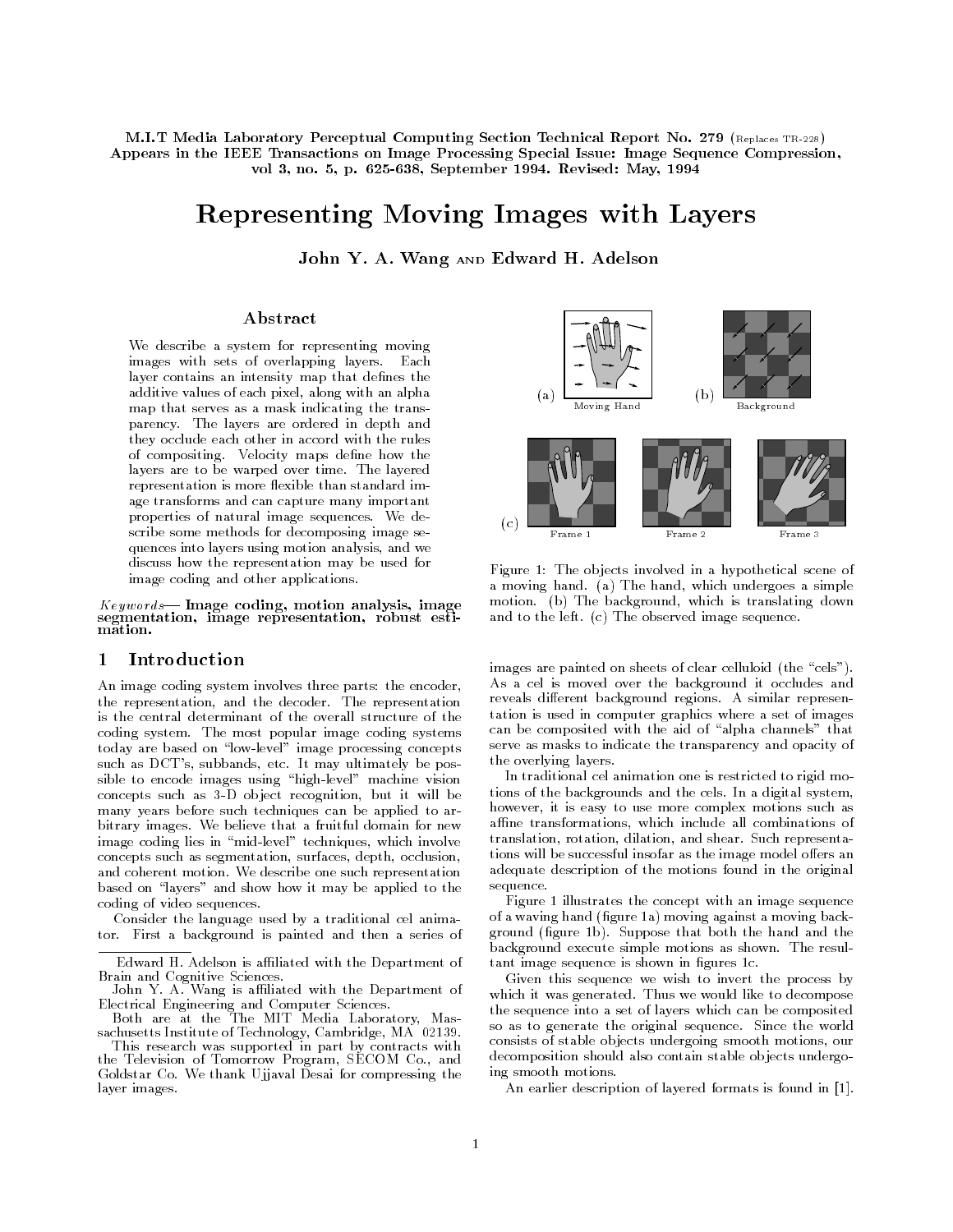M.I.T Media Laboratory Perceptual Computing Section Technical Report No. 279 (Replaces TR-228)
Appears in the IEEE Transactions on Image Processing Special Issue: Image Sequence Compression, vol 3, no. 5, p. 625-638, September 1994. Revised: May, 1994

# Representing Moving Images with Layers

**John Y. A. Wang and Edward H. Adelson**

## Abstract

We describe a system for representing moving images with sets of overlapping layers. Each layer contains an intensity map that defines the additive values of each pixel, along with an alpha map that serves as a mask indicating the transparency. The layers are ordered in depth and they occlude each other in accord with the rules of compositing. Velocity maps define how the layers are to be warped over time. The layered representation is more flexible than standard image transforms and can capture many important properties of natural image sequences. We describe some methods for decomposing image sequences into layers using motion analysis, and we discuss how the representation may be used for image coding and other applications.

*Keywords*— **Image coding, motion analysis, image segmentation, image representation, robust estimation.**

## 1 Introduction

An image coding system involves three parts: the encoder, the representation, and the decoder. The representation is the central determinant of the overall structure of the coding system. The most popular image coding systems today are based on "low-level" image processing concepts such as DCT's, subbands, etc. It may ultimately be possible to encode images using "high-level" machine vision concepts such as 3-D object recognition, but it will be many years before such techniques can be applied to arbitrary images. We believe that a fruitful domain for new image coding lies in "mid-level" techniques, which involve concepts such as segmentation, surfaces, depth, occlusion, and coherent motion. We describe one such representation based on "layers" and show how it may be applied to the coding of video sequences.

Consider the language used by a traditional cel animator. First a background is painted and then a series of images are painted on sheets of clear celluloid (the "cels"). As a cel is moved over the background it occludes and reveals different background regions. A similar representation is used in computer graphics where a set of images can be composited with the aid of "alpha channels" that serve as masks to indicate the transparency and opacity of the overlying layers.

In traditional cel animation one is restricted to rigid motions of the backgrounds and the cels. In a digital system, however, it is easy to use more complex motions such as affine transformations, which include all combinations of translation, rotation, dilation, and shear. Such representations will be successful insofar as the image model offers an adequate description of the motions found in the original sequence.

Figure 1 illustrates the concept with an image sequence of a waving hand (figure 1a) moving against a moving background (figure 1b). Suppose that both the hand and the background execute simple motions as shown. The resultant image sequence is shown in figures 1c.

Given this sequence we wish to invert the process by which it was generated. Thus we would like to decompose the sequence into a set of layers which can be composited so as to generate the original sequence. Since the world consists of stable objects undergoing smooth motions, our decomposition should also contain stable objects undergoing smooth motions.

An earlier description of layered formats is found in [1].

(a) Moving Hand
(b) Background
(c) Frame 1 Frame 2 Frame 3

Figure 1: The objects involved in a hypothetical scene of a moving hand. (a) The hand, which undergoes a simple motion. (b) The background, which is translating down and to the left. (c) The observed image sequence.

---

Edward H. Adelson is affiliated with the Department of Brain and Cognitive Sciences.

John Y. A. Wang is affiliated with the Department of Electrical Engineering and Computer Sciences.

Both are at the The MIT Media Laboratory, Massachusetts Institute of Technology, Cambridge, MA 02139.

This research was supported in part by contracts with the Television of Tomorrow Program, SECOM Co., and Goldstar Co. We thank Ujjaval Desai for compressing the layer images.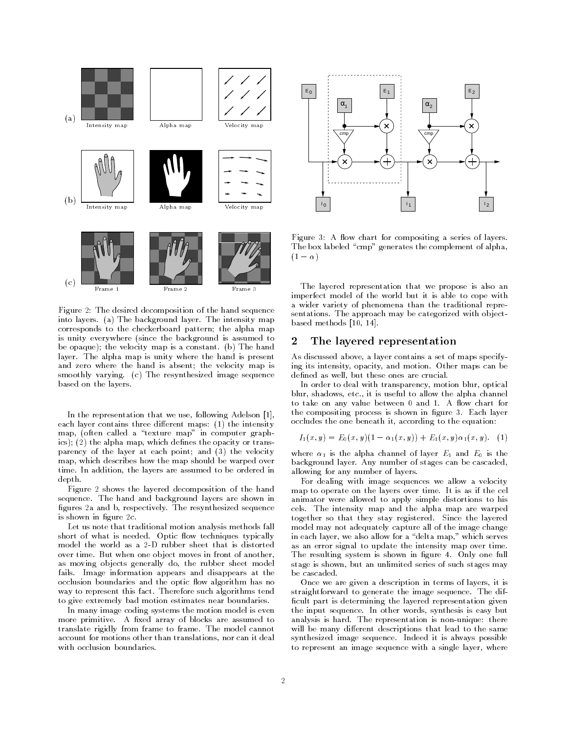Figure 2: The desired decomposition of the hand sequence into layers. (a) The background layer. The intensity map corresponds to the checkerboard pattern; the alpha map is unity everywhere (since the background is assumed to be opaque); the velocity map is a constant. (b) The hand layer. The alpha map is unity where the hand is present and zero where the hand is absent; the velocity map is smoothly varying. (c) The resynthesized image sequence based on the layers.

In the representation that we use, following Adelson [1], each layer contains three different maps: (1) the intensity map, (often called a "texture map" in computer graphics); (2) the alpha map, which defines the opacity or transparency of the layer at each point; and (3) the velocity map, which describes how the map should be warped over time. In addition, the layers are assumed to be ordered in depth.

Figure 2 shows the layered decomposition of the hand sequence. The hand and background layers are shown in figures 2a and b, respectively. The resynthesized sequence is shown in figure 2c.

Let us note that traditional motion analysis methods fall short of what is needed. Optic flow techniques typically model the world as a 2-D rubber sheet that is distorted over time. But when one object moves in front of another, as moving objects generally do, the rubber sheet model fails. Image information appears and disappears at the occlusion boundaries and the optic flow algorithm has no way to represent this fact. Therefore such algorithms tend to give extremely bad motion estimates near boundaries.

In many image coding systems the motion model is even more primitive. A fixed array of blocks are assumed to translate rigidly from frame to frame. The model cannot account for motions other than translations, nor can it deal with occlusion boundaries.

Figure 3: A flow chart for compositing a series of layers. The box labeled "cmp" generates the complement of alpha, $(1 - \alpha)$

The layered representation that we propose is also an imperfect model of the world but it is able to cope with a wider variety of phenomena than the traditional representations. The approach may be categorized with object-based methods [10, 14].

## 2 The layered representation

As discussed above, a layer contains a set of maps specifying its intensity, opacity, and motion. Other maps can be defined as well, but these ones are crucial.

In order to deal with transparency, motion blur, optical blur, shadows, etc., it is useful to allow the alpha channel to take on any value between 0 and 1. A flow chart for the compositing process is shown in figure 3. Each layer occludes the one beneath it, according to the equation:

$$I_1(x, y) = E_0(x, y)(1 - \alpha_1(x, y)) + E_1(x, y)\alpha_1(x, y). \quad (1)$$

where $\alpha_1$ is the alpha channel of layer $E_1$ and $E_0$ is the background layer. Any number of stages can be cascaded, allowing for any number of layers.

For dealing with image sequences we allow a velocity map to operate on the layers over time. It is as if the cel animator were allowed to apply simple distortions to his cels. The intensity map and the alpha map are warped together so that they stay registered. Since the layered model may not adequately capture all of the image change in each layer, we also allow for a "delta map," which serves as an error signal to update the intensity map over time. The resulting system is shown in figure 4. Only one full stage is shown, but an unlimited series of such stages may be cascaded.

Once we are given a description in terms of layers, it is straightforward to generate the image sequence. The difficult part is determining the layered representation given the input sequence. In other words, synthesis is easy but analysis is hard. The representation is non-unique: there will be many different descriptions that lead to the same synthesized image sequence. Indeed it is always possible to represent an image sequence with a single layer, where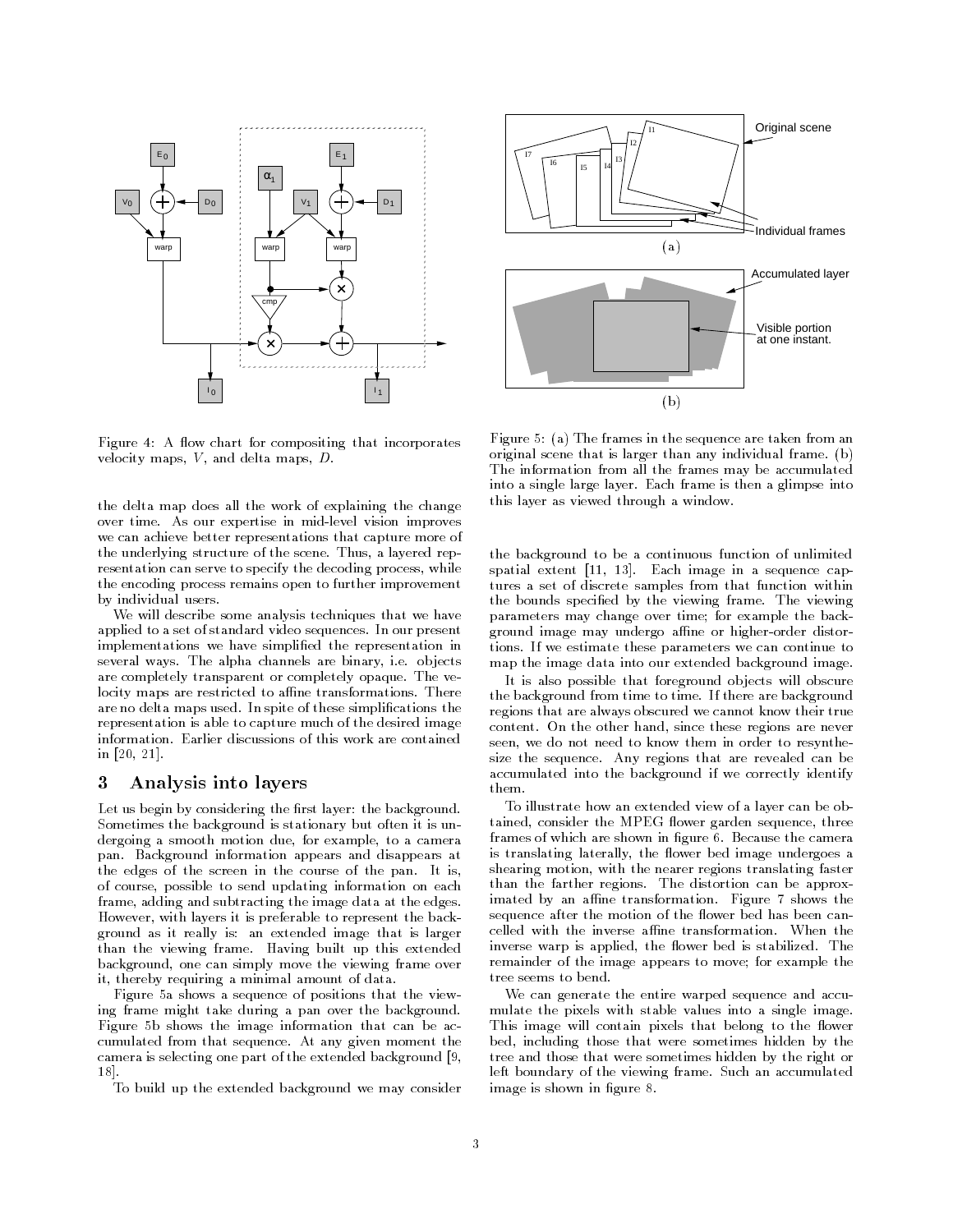Figure 4: A flow chart for compositing that incorporates velocity maps, $V$, and delta maps, $D$.

Figure 5: (a) The frames in the sequence are taken from an original scene that is larger than any individual frame. (b) The information from all the frames may be accumulated into a single large layer. Each frame is then a glimpse into this layer as viewed through a window.

the delta map does all the work of explaining the change over time. As our expertise in mid-level vision improves we can achieve better representations that capture more of the underlying structure of the scene. Thus, a layered representation can serve to specify the decoding process, while the encoding process remains open to further improvement by individual users.

We will describe some analysis techniques that we have applied to a set of standard video sequences. In our present implementations we have simplified the representation in several ways. The alpha channels are binary, i.e. objects are completely transparent or completely opaque. The velocity maps are restricted to affine transformations. There are no delta maps used. In spite of these simplifications the representation is able to capture much of the desired image information. Earlier discussions of this work are contained in [20, 21].

## 3 Analysis into layers

Let us begin by considering the first layer: the background. Sometimes the background is stationary but often it is undergoing a smooth motion due, for example, to a camera pan. Background information appears and disappears at the edges of the screen in the course of the pan. It is, of course, possible to send updating information on each frame, adding and subtracting the image data at the edges. However, with layers it is preferable to represent the background as it really is: an extended image that is larger than the viewing frame. Having built up this extended background, one can simply move the viewing frame over it, thereby requiring a minimal amount of data.

Figure 5a shows a sequence of positions that the viewing frame might take during a pan over the background. Figure 5b shows the image information that can be accumulated from that sequence. At any given moment the camera is selecting one part of the extended background [9, 18].

To build up the extended background we may consider the background to be a continuous function of unlimited spatial extent [11, 13]. Each image in a sequence captures a set of discrete samples from that function within the bounds specified by the viewing frame. The viewing parameters may change over time; for example the background image may undergo affine or higher-order distortions. If we estimate these parameters we can continue to map the image data into our extended background image.

It is also possible that foreground objects will obscure the background from time to time. If there are background regions that are always obscured we cannot know their true content. On the other hand, since these regions are never seen, we do not need to know them in order to resynthesize the sequence. Any regions that are revealed can be accumulated into the background if we correctly identify them.

To illustrate how an extended view of a layer can be obtained, consider the MPEG flower garden sequence, three frames of which are shown in figure 6. Because the camera is translating laterally, the flower bed image undergoes a shearing motion, with the nearer regions translating faster than the farther regions. The distortion can be approximated by an affine transformation. Figure 7 shows the sequence after the motion of the flower bed has been cancelled with the inverse affine transformation. When the inverse warp is applied, the flower bed is stabilized. The remainder of the image appears to move; for example the tree seems to bend.

We can generate the entire warped sequence and accumulate the pixels with stable values into a single image. This image will contain pixels that belong to the flower bed, including those that were sometimes hidden by the tree and those that were sometimes hidden by the right or left boundary of the viewing frame. Such an accumulated image is shown in figure 8.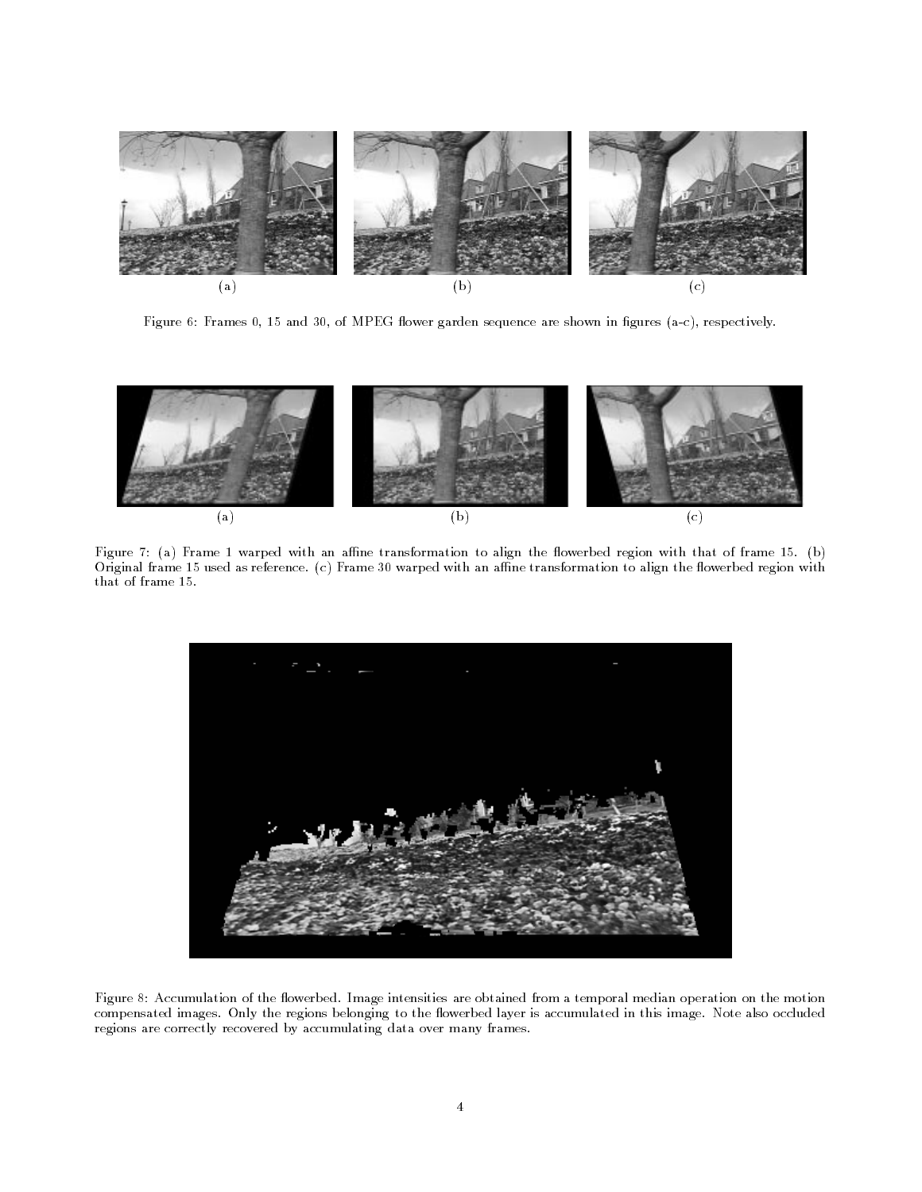(a) (b) (c)

Figure 6: Frames 0, 15 and 30, of MPEG flower garden sequence are shown in figures (a-c), respectively.

(a) (b) (c)

Figure 7: (a) Frame 1 warped with an affine transformation to align the flowerbed region with that of frame 15. (b) Original frame 15 used as reference. (c) Frame 30 warped with an affine transformation to align the flowerbed region with that of frame 15.

Figure 8: Accumulation of the flowerbed. Image intensities are obtained from a temporal median operation on the motion compensated images. Only the regions belonging to the flowerbed layer is accumulated in this image. Note also occluded regions are correctly recovered by accumulating data over many frames.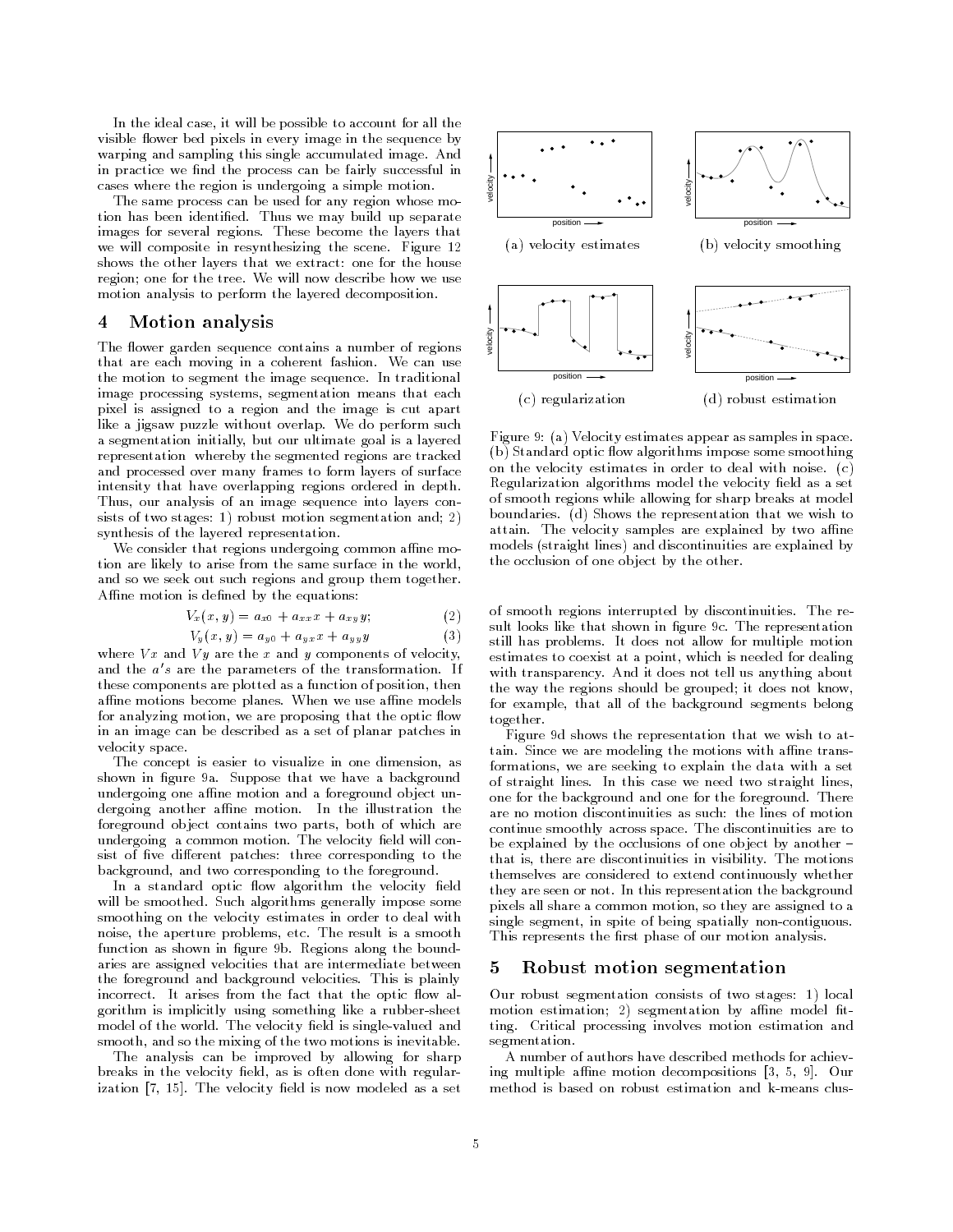In the ideal case, it will be possible to account for all the visible flower bed pixels in every image in the sequence by warping and sampling this single accumulated image. And in practice we find the process can be fairly successful in cases where the region is undergoing a simple motion.

The same process can be used for any region whose motion has been identified. Thus we may build up separate images for several regions. These become the layers that we will composite in resynthesizing the scene. Figure 12 shows the other layers that we extract: one for the house region; one for the tree. We will now describe how we use motion analysis to perform the layered decomposition.

## 4 Motion analysis

The flower garden sequence contains a number of regions that are each moving in a coherent fashion. We can use the motion to segment the image sequence. In traditional image processing systems, segmentation means that each pixel is assigned to a region and the image is cut apart like a jigsaw puzzle without overlap. We do perform such a segmentation initially, but our ultimate goal is a layered representation whereby the segmented regions are tracked and processed over many frames to form layers of surface intensity that have overlapping regions ordered in depth. Thus, our analysis of an image sequence into layers consists of two stages: 1) robust motion segmentation and; 2) synthesis of the layered representation.

We consider that regions undergoing common affine motion are likely to arise from the same surface in the world, and so we seek out such regions and group them together. Affine motion is defined by the equations:

$$V_x(x, y) = a_{x0} + a_{xx}x + a_{xy}y; \tag{2}$$

$$V_y(x, y) = a_{y0} + a_{yx}x + a_{yy}y \tag{3}$$

where $Vx$ and $Vy$ are the $x$ and $y$ components of velocity, and the $a's$ are the parameters of the transformation. If these components are plotted as a function of position, then affine motions become planes. When we use affine models for analyzing motion, we are proposing that the optic flow in an image can be described as a set of planar patches in velocity space.

The concept is easier to visualize in one dimension, as shown in figure 9a. Suppose that we have a background undergoing one affine motion and a foreground object undergoing another affine motion. In the illustration the foreground object contains two parts, both of which are undergoing a common motion. The velocity field will consist of five different patches: three corresponding to the background, and two corresponding to the foreground.

In a standard optic flow algorithm the velocity field will be smoothed. Such algorithms generally impose some smoothing on the velocity estimates in order to deal with noise, the aperture problems, etc. The result is a smooth function as shown in figure 9b. Regions along the boundaries are assigned velocities that are intermediate between the foreground and background velocities. This is plainly incorrect. It arises from the fact that the optic flow algorithm is implicitly using something like a rubber-sheet model of the world. The velocity field is single-valued and smooth, and so the mixing of the two motions is inevitable.

The analysis can be improved by allowing for sharp breaks in the velocity field, as is often done with regularization [7, 15]. The velocity field is now modeled as a set of smooth regions interrupted by discontinuities. The result looks like that shown in figure 9c. The representation still has problems. It does not allow for multiple motion estimates to coexist at a point, which is needed for dealing with transparency. And it does not tell us anything about the way the regions should be grouped; it does not know, for example, that all of the background segments belong together.

(a) velocity estimates

(b) velocity smoothing

(c) regularization

(d) robust estimation

Figure 9: (a) Velocity estimates appear as samples in space. (b) Standard optic flow algorithms impose some smoothing on the velocity estimates in order to deal with noise. (c) Regularization algorithms model the velocity field as a set of smooth regions while allowing for sharp breaks at model boundaries. (d) Shows the representation that we wish to attain. The velocity samples are explained by two affine models (straight lines) and discontinuities are explained by the occlusion of one object by the other.

Figure 9d shows the representation that we wish to attain. Since we are modeling the motions with affine transformations, we are seeking to explain the data with a set of straight lines. In this case we need two straight lines, one for the background and one for the foreground. There are no motion discontinuities as such: the lines of motion continue smoothly across space. The discontinuities are to be explained by the occlusions of one object by another – that is, there are discontinuities in visibility. The motions themselves are considered to extend continuously whether they are seen or not. In this representation the background pixels all share a common motion, so they are assigned to a single segment, in spite of being spatially non-contiguous. This represents the first phase of our motion analysis.

## 5 Robust motion segmentation

Our robust segmentation consists of two stages: 1) local motion estimation; 2) segmentation by affine model fitting. Critical processing involves motion estimation and segmentation.

A number of authors have described methods for achieving multiple affine motion decompositions [3, 5, 9]. Our method is based on robust estimation and k-means clus-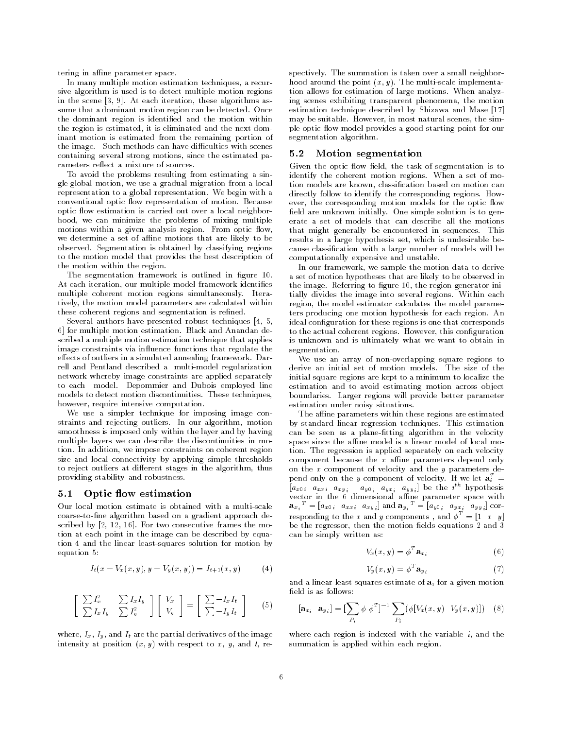tering in affine parameter space.

In many multiple motion estimation techniques, a recursive algorithm is used is to detect multiple motion regions in the scene [3, 9]. At each iteration, these algorithms assume that a dominant motion region can be detected. Once the dominant region is identified and the motion within the region is estimated, it is eliminated and the next dominant motion is estimated from the remaining portion of the image. Such methods can have difficulties with scenes containing several strong motions, since the estimated parameters reflect a mixture of sources.

To avoid the problems resulting from estimating a single global motion, we use a gradual migration from a local representation to a global representation. We begin with a conventional optic flow representation of motion. Because optic flow estimation is carried out over a local neighborhood, we can minimize the problems of mixing multiple motions within a given analysis region. From optic flow, we determine a set of affine motions that are likely to be observed. Segmentation is obtained by classifying regions to the motion model that provides the best description of the motion within the region.

The segmentation framework is outlined in figure 10. At each iteration, our multiple model framework identifies multiple coherent motion regions simultaneously. Iteratively, the motion model parameters are calculated within these coherent regions and segmentation is refined.

Several authors have presented robust techniques [4, 5, 6] for multiple motion estimation. Black and Anandan described a multiple motion estimation technique that applies image constraints via influence functions that regulate the effects of outliers in a simulated annealing framework. Darrell and Pentland described a multi-model regularization network whereby image constraints are applied separately to each model. Depommier and Dubois employed line models to detect motion discontinuities. These techniques, however, require intensive computation.

We use a simpler technique for imposing image constraints and rejecting outliers. In our algorithm, motion smoothness is imposed only within the layer and by having multiple layers we can describe the discontinuities in motion. In addition, we impose constraints on coherent region size and local connectivity by applying simple thresholds to reject outliers at different stages in the algorithm, thus providing stability and robustness.

### 5.1 Optic flow estimation

Our local motion estimate is obtained with a multi-scale coarse-to-fine algorithm based on a gradient approach described by [2, 12, 16]. For two consecutive frames the motion at each point in the image can be described by equation 4 and the linear least-squares solution for motion by equation 5:

$$I_t(x - V_x(x,y), y - V_y(x,y)) = I_{t+1}(x,y) \tag{4}$$

$$\begin{bmatrix} \sum I_x^2 & \sum I_x I_y \\ \sum I_x I_y & \sum I_y^2 \end{bmatrix} \begin{bmatrix} V_x \\ V_y \end{bmatrix} = \begin{bmatrix} \sum -I_x I_t \\ \sum -I_y I_t \end{bmatrix} \tag{5}$$

where, $I_x$, $I_y$, and $I_t$ are the partial derivatives of the image intensity at position $(x,y)$ with respect to $x$, $y$, and $t$, respectively. The summation is taken over a small neighborhood around the point $(x,y)$. The multi-scale implementation allows for estimation of large motions. When analyzing scenes exhibiting transparent phenomena, the motion estimation technique described by Shizawa and Mase [17] may be suitable. However, in most natural scenes, the simple optic flow model provides a good starting point for our segmentation algorithm.

### 5.2 Motion segmentation

Given the optic flow field, the task of segmentation is to identify the coherent motion regions. When a set of motion models are known, classification based on motion can directly follow to identify the corresponding regions. However, the corresponding motion models for the optic flow field are unknown initially. One simple solution is to generate a set of models that can describe all the motions that might generally be encountered in sequences. This results in a large hypothesis set, which is undesirable because classification with a large number of models will be computationally expensive and unstable.

In our framework, we sample the motion data to derive a set of motion hypotheses that are likely to be observed in the image. Referring to figure 10, the region generator initially divides the image into several regions. Within each region, the model estimator calculates the model parameters producing one motion hypothesis for each region. An ideal configuration for these regions is one that corresponds to the actual coherent regions. However, this configuration is unknown and is ultimately what we want to obtain in segmentation.

We use an array of non-overlapping square regions to derive an initial set of motion models. The size of the initial square regions are kept to a minimum to localize the estimation and to avoid estimating motion across object boundaries. Larger regions will provide better parameter estimation under noisy situations.

The affine parameters within these regions are estimated by standard linear regression techniques. This estimation can be seen as a plane-fitting algorithm in the velocity space since the affine model is a linear model of local motion. The regression is applied separately on each velocity component because the $x$ affine parameters depend only on the $x$ component of velocity and the $y$ parameters depend only on the $y$ component of velocity. If we let $\mathbf{a}_i^T = [a_{x0\,i} \;\; a_{xx\,i} \;\; a_{xy\,i} \;\;\; a_{y0\,i} \;\; a_{yx\,i} \;\; a_{yy\,i}]$ be the $i^{th}$ hypothesis vector in the 6 dimensional affine parameter space with $\mathbf{a}_{x_i}{}^T = [a_{x0\,i} \;\; a_{xx\,i} \;\; a_{xy\,i}]$ and $\mathbf{a}_{y_i}{}^T = [a_{y0\,i} \;\; a_{yx\,i} \;\; a_{yy\,i}]$ corresponding to the $x$ and $y$ components , and $\phi^T = [1 \;\; x \;\; y]$ be the regressor, then the motion fields equations 2 and 3 can be simply written as:

$$V_x(x,y) = \phi^T \mathbf{a}_{x_i} \tag{6}$$

$$V_y(x,y) = \phi^T \mathbf{a}_{y_i} \tag{7}$$

and a linear least squares estimate of $\mathbf{a}_i$ for a given motion field is as follows:

$$[\mathbf{a}_{x_i} \;\; \mathbf{a}_{y_i}] = [\sum_{P_i} \phi \;\, \phi^T]^{-1} \sum_{P_i} (\phi [V_x(x,y) \;\;\; V_y(x,y)]) \tag{8}$$

where each region is indexed with the variable $i$, and the summation is applied within each region.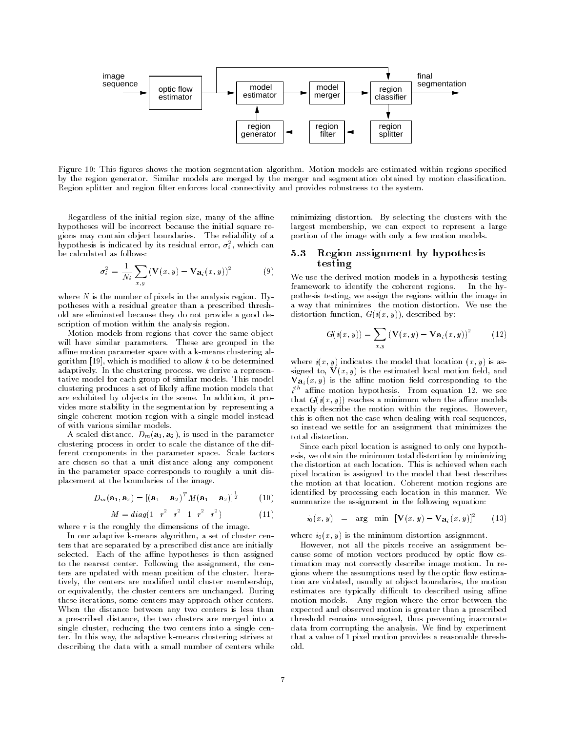Figure 10: This figures shows the motion segmentation algorithm. Motion models are estimated within regions specified by the region generator. Similar models are merged by the merger and segmentation obtained by motion classification. Region splitter and region filter enforces local connectivity and provides robustness to the system.

Regardless of the initial region size, many of the affine hypotheses will be incorrect because the initial square regions may contain object boundaries. The reliability of a hypothesis is indicated by its residual error, $\sigma_i^2$, which can be calculated as follows:

$$\sigma_i^2 = \frac{1}{N_i} \sum_{x,y} (\mathbf{V}(x,y) - \mathbf{V}_{\mathbf{a}_i}(x,y))^2 \tag{9}$$

where $N$ is the number of pixels in the analysis region. Hypotheses with a residual greater than a prescribed threshold are eliminated because they do not provide a good description of motion within the analysis region.

Motion models from regions that cover the same object will have similar parameters. These are grouped in the affine motion parameter space with a k-means clustering algorithm [19], which is modified to allow $k$ to be determined adaptively. In the clustering process, we derive a representative model for each group of similar models. This model clustering produces a set of likely affine motion models that are exhibited by objects in the scene. In addition, it provides more stability in the segmentation by representing a single coherent motion region with a single model instead of with various similar models.

A scaled distance, $D_m(\mathbf{a}_1, \mathbf{a}_2)$, is used in the parameter clustering process in order to scale the distance of the different components in the parameter space. Scale factors are chosen so that a unit distance along any component in the parameter space corresponds to roughly a unit displacement at the boundaries of the image.

$$D_m(\mathbf{a}_1, \mathbf{a}_2) = [(\mathbf{a}_1 - \mathbf{a}_2)^T M (\mathbf{a}_1 - \mathbf{a}_2)]^{\frac{1}{2}} \tag{10}$$

$$M = diag(1 \quad r^2 \quad r^2 \quad 1 \quad r^2 \quad r^2) \tag{11}$$

where $r$ is the roughly the dimensions of the image.

In our adaptive k-means algorithm, a set of cluster centers that are separated by a prescribed distance are initially selected. Each of the affine hypotheses is then assigned to the nearest center. Following the assignment, the centers are updated with mean position of the cluster. Iteratively, the centers are modified until cluster membership, or equivalently, the cluster centers are unchanged. During these iterations, some centers may approach other centers. When the distance between any two centers is less than a prescribed distance, the two clusters are merged into a single cluster, reducing the two centers into a single center. In this way, the adaptive k-means clustering strives at describing the data with a small number of centers while minimizing distortion. By selecting the clusters with the largest membership, we can expect to represent a large portion of the image with only a few motion models.

## 5.3 Region assignment by hypothesis testing

We use the derived motion models in a hypothesis testing framework to identify the coherent regions. In the hypothesis testing, we assign the regions within the image in a way that minimizes the motion distortion. We use the distortion function, $G(i(x,y))$, described by:

$$G(i(x,y)) = \sum_{x,y} (\mathbf{V}(x,y) - \mathbf{V}_{\mathbf{a}_i}(x,y))^2 \tag{12}$$

where $i(x,y)$ indicates the model that location $(x,y)$ is assigned to, $\mathbf{V}(x,y)$ is the estimated local motion field, and $\mathbf{V}_{\mathbf{a}_i}(x,y)$ is the affine motion field corresponding to the $i^{th}$ affine motion hypothesis. From equation 12, we see that $G(i(x,y))$ reaches a minimum when the affine models exactly describe the motion within the regions. However, this is often not the case when dealing with real sequences, so instead we settle for an assignment that minimizes the total distortion.

Since each pixel location is assigned to only one hypothesis, we obtain the minimum total distortion by minimizing the distortion at each location. This is achieved when each pixel location is assigned to the model that best describes the motion at that location. Coherent motion regions are identified by processing each location in this manner. We summarize the assignment in the following equation:

$$i_0(x,y) = \arg \min \, [\mathbf{V}(x,y) - \mathbf{V}_{\mathbf{a}_i}(x,y)]^2 \tag{13}$$

where $i_0(x,y)$ is the minimum distortion assignment.

However, not all the pixels receive an assignment because some of motion vectors produced by optic flow estimation may not correctly describe image motion. In regions where the assumptions used by the optic flow estimation are violated, usually at object boundaries, the motion estimates are typically difficult to described using affine motion models. Any region where the error between the expected and observed motion is greater than a prescribed threshold remains unassigned, thus preventing inaccurate data from corrupting the analysis. We find by experiment that a value of 1 pixel motion provides a reasonable threshold.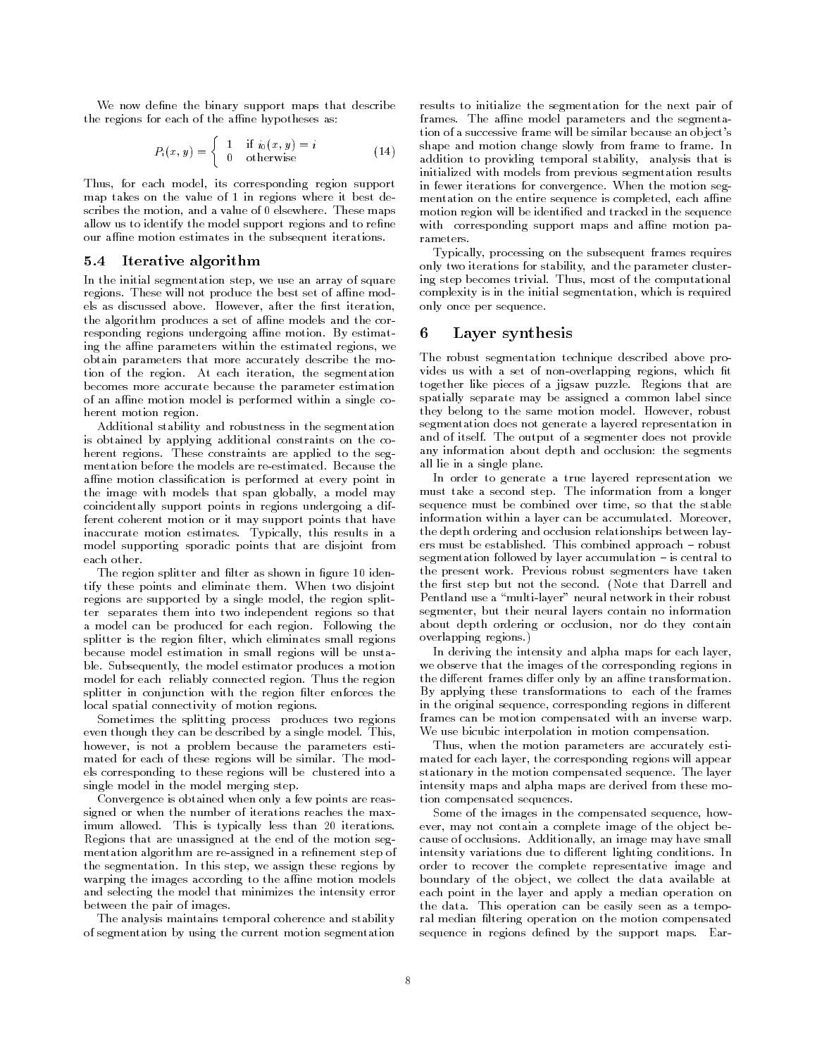We now define the binary support maps that describe the regions for each of the affine hypotheses as:

$$P_i(x,y) = \begin{cases} 1 & \text{if } i_0(x,y) = i \\ 0 & \text{otherwise} \end{cases} \tag{14}$$

Thus, for each model, its corresponding region support map takes on the value of 1 in regions where it best describes the motion, and a value of 0 elsewhere. These maps allow us to identify the model support regions and to refine our affine motion estimates in the subsequent iterations.

### 5.4 Iterative algorithm

In the initial segmentation step, we use an array of square regions. These will not produce the best set of affine models as discussed above. However, after the first iteration, the algorithm produces a set of affine models and the corresponding regions undergoing affine motion. By estimating the affine parameters within the estimated regions, we obtain parameters that more accurately describe the motion of the region. At each iteration, the segmentation becomes more accurate because the parameter estimation of an affine motion model is performed within a single coherent motion region.

Additional stability and robustness in the segmentation is obtained by applying additional constraints on the coherent regions. These constraints are applied to the segmentation before the models are re-estimated. Because the affine motion classification is performed at every point in the image with models that span globally, a model may coincidentally support points in regions undergoing a different coherent motion or it may support points that have inaccurate motion estimates. Typically, this results in a model supporting sporadic points that are disjoint from each other.

The region splitter and filter as shown in figure 10 identify these points and eliminate them. When two disjoint regions are supported by a single model, the region splitter separates them into two independent regions so that a model can be produced for each region. Following the splitter is the region filter, which eliminates small regions because model estimation in small regions will be unstable. Subsequently, the model estimator produces a motion model for each reliably connected region. Thus the region splitter in conjunction with the region filter enforces the local spatial connectivity of motion regions.

Sometimes the splitting process produces two regions even though they can be described by a single model. This, however, is not a problem because the parameters estimated for each of these regions will be similar. The models corresponding to these regions will be clustered into a single model in the model merging step.

Convergence is obtained when only a few points are reassigned or when the number of iterations reaches the maximum allowed. This is typically less than 20 iterations. Regions that are unassigned at the end of the motion segmentation algorithm are re-assigned in a refinement step of the segmentation. In this step, we assign these regions by warping the images according to the affine motion models and selecting the model that minimizes the intensity error between the pair of images.

The analysis maintains temporal coherence and stability of segmentation by using the current motion segmentation results to initialize the segmentation for the next pair of frames. The affine model parameters and the segmentation of a successive frame will be similar because an object's shape and motion change slowly from frame to frame. In addition to providing temporal stability, analysis that is initialized with models from previous segmentation results in fewer iterations for convergence. When the motion segmentation on the entire sequence is completed, each affine motion region will be identified and tracked in the sequence with corresponding support maps and affine motion parameters.

Typically, processing on the subsequent frames requires only two iterations for stability, and the parameter clustering step becomes trivial. Thus, most of the computational complexity is in the initial segmentation, which is required only once per sequence.

## 6 Layer synthesis

The robust segmentation technique described above provides us with a set of non-overlapping regions, which fit together like pieces of a jigsaw puzzle. Regions that are spatially separate may be assigned a common label since they belong to the same motion model. However, robust segmentation does not generate a layered representation in and of itself. The output of a segmenter does not provide any information about depth and occlusion: the segments all lie in a single plane.

In order to generate a true layered representation we must take a second step. The information from a longer sequence must be combined over time, so that the stable information within a layer can be accumulated. Moreover, the depth ordering and occlusion relationships between layers must be established. This combined approach – robust segmentation followed by layer accumulation – is central to the present work. Previous robust segmenters have taken the first step but not the second. (Note that Darrell and Pentland use a "multi-layer" neural network in their robust segmenter, but their neural layers contain no information about depth ordering or occlusion, nor do they contain overlapping regions.)

In deriving the intensity and alpha maps for each layer, we observe that the images of the corresponding regions in the different frames differ only by an affine transformation. By applying these transformations to each of the frames in the original sequence, corresponding regions in different frames can be motion compensated with an inverse warp. We use bicubic interpolation in motion compensation.

Thus, when the motion parameters are accurately estimated for each layer, the corresponding regions will appear stationary in the motion compensated sequence. The layer intensity maps and alpha maps are derived from these motion compensated sequences.

Some of the images in the compensated sequence, however, may not contain a complete image of the object because of occlusions. Additionally, an image may have small intensity variations due to different lighting conditions. In order to recover the complete representative image and boundary of the object, we collect the data available at each point in the layer and apply a median operation on the data. This operation can be easily seen as a temporal median filtering operation on the motion compensated sequence in regions defined by the support maps. Ear-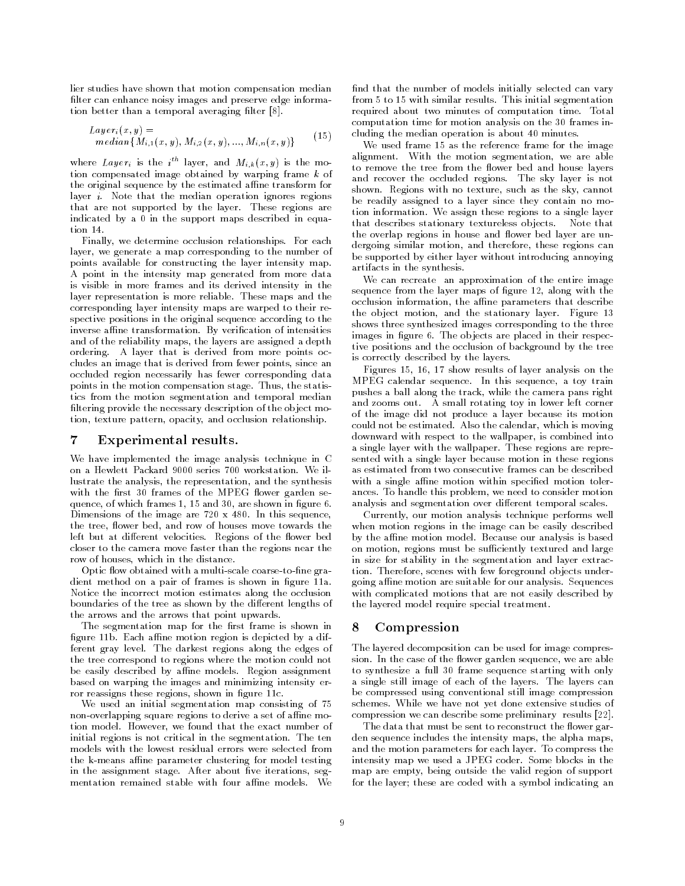lier studies have shown that motion compensation median filter can enhance noisy images and preserve edge information better than a temporal averaging filter [8].

$$Layer_i(x,y) = \\ median\{M_{i,1}(x,y), M_{i,2}(x,y), ..., M_{i,n}(x,y)\} \quad (15)$$

where $Layer_i$ is the $i^{th}$ layer, and $M_{i,k}(x,y)$ is the motion compensated image obtained by warping frame $k$ of the original sequence by the estimated affine transform for layer $i$. Note that the median operation ignores regions that are not supported by the layer. These regions are indicated by a 0 in the support maps described in equation 14.

Finally, we determine occlusion relationships. For each layer, we generate a map corresponding to the number of points available for constructing the layer intensity map. A point in the intensity map generated from more data is visible in more frames and its derived intensity in the layer representation is more reliable. These maps and the corresponding layer intensity maps are warped to their respective positions in the original sequence according to the inverse affine transformation. By verification of intensities and of the reliability maps, the layers are assigned a depth ordering. A layer that is derived from more points occludes an image that is derived from fewer points, since an occluded region necessarily has fewer corresponding data points in the motion compensation stage. Thus, the statistics from the motion segmentation and temporal median filtering provide the necessary description of the object motion, texture pattern, opacity, and occlusion relationship.

## 7 Experimental results.

We have implemented the image analysis technique in C on a Hewlett Packard 9000 series 700 workstation. We illustrate the analysis, the representation, and the synthesis with the first 30 frames of the MPEG flower garden sequence, of which frames 1, 15 and 30, are shown in figure 6. Dimensions of the image are 720 x 480. In this sequence, the tree, flower bed, and row of houses move towards the left but at different velocities. Regions of the flower bed closer to the camera move faster than the regions near the row of houses, which in the distance.

Optic flow obtained with a multi-scale coarse-to-fine gradient method on a pair of frames is shown in figure 11a. Notice the incorrect motion estimates along the occlusion boundaries of the tree as shown by the different lengths of the arrows and the arrows that point upwards.

The segmentation map for the first frame is shown in figure 11b. Each affine motion region is depicted by a different gray level. The darkest regions along the edges of the tree correspond to regions where the motion could not be easily described by affine models. Region assignment based on warping the images and minimizing intensity error reassigns these regions, shown in figure 11c.

We used an initial segmentation map consisting of 75 non-overlapping square regions to derive a set of affine motion model. However, we found that the exact number of initial regions is not critical in the segmentation. The ten models with the lowest residual errors were selected from the k-means affine parameter clustering for model testing in the assignment stage. After about five iterations, segmentation remained stable with four affine models. We find that the number of models initially selected can vary from 5 to 15 with similar results. This initial segmentation required about two minutes of computation time. Total computation time for motion analysis on the 30 frames including the median operation is about 40 minutes.

We used frame 15 as the reference frame for the image alignment. With the motion segmentation, we are able to remove the tree from the flower bed and house layers and recover the occluded regions. The sky layer is not shown. Regions with no texture, such as the sky, cannot be readily assigned to a layer since they contain no motion information. We assign these regions to a single layer that describes stationary textureless objects. Note that the overlap regions in house and flower bed layer are undergoing similar motion, and therefore, these regions can be supported by either layer without introducing annoying artifacts in the synthesis.

We can recreate an approximation of the entire image sequence from the layer maps of figure 12, along with the occlusion information, the affine parameters that describe the object motion, and the stationary layer. Figure 13 shows three synthesized images corresponding to the three images in figure 6. The objects are placed in their respective positions and the occlusion of background by the tree is correctly described by the layers.

Figures 15, 16, 17 show results of layer analysis on the MPEG calendar sequence. In this sequence, a toy train pushes a ball along the track, while the camera pans right and zooms out. A small rotating toy in lower left corner of the image did not produce a layer because its motion could not be estimated. Also the calendar, which is moving downward with respect to the wallpaper, is combined into a single layer with the wallpaper. These regions are represented with a single layer because motion in these regions as estimated from two consecutive frames can be described with a single affine motion within specified motion tolerances. To handle this problem, we need to consider motion analysis and segmentation over different temporal scales.

Currently, our motion analysis technique performs well when motion regions in the image can be easily described by the affine motion model. Because our analysis is based on motion, regions must be sufficiently textured and large in size for stability in the segmentation and layer extraction. Therefore, scenes with few foreground objects undergoing affine motion are suitable for our analysis. Sequences with complicated motions that are not easily described by the layered model require special treatment.

## 8 Compression

The layered decomposition can be used for image compression. In the case of the flower garden sequence, we are able to synthesize a full 30 frame sequence starting with only a single still image of each of the layers. The layers can be compressed using conventional still image compression schemes. While we have not yet done extensive studies of compression we can describe some preliminary results [22].

The data that must be sent to reconstruct the flower garden sequence includes the intensity maps, the alpha maps, and the motion parameters for each layer. To compress the intensity map we used a JPEG coder. Some blocks in the map are empty, being outside the valid region of support for the layer; these are coded with a symbol indicating an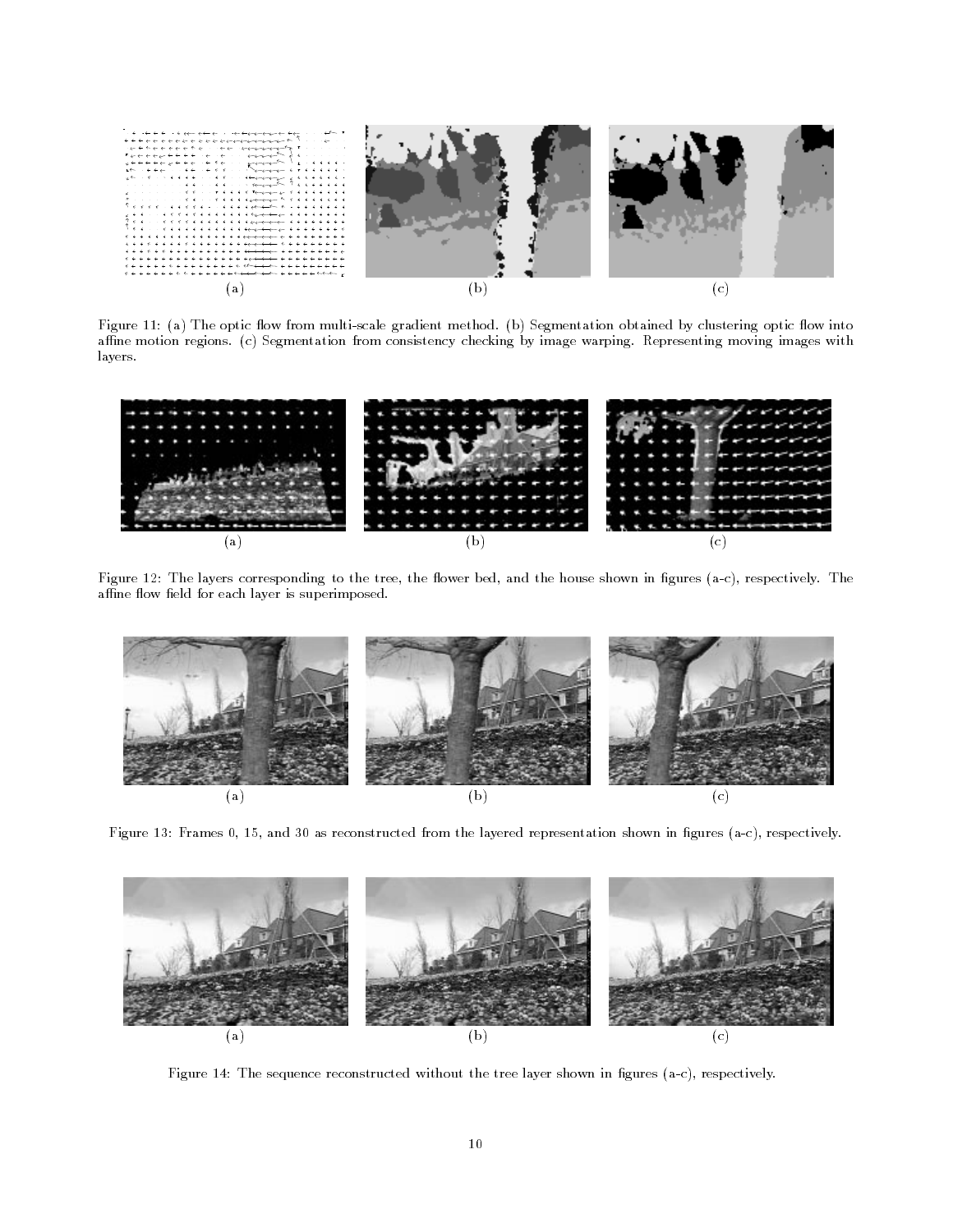(a) (b) (c)

Figure 11: (a) The optic flow from multi-scale gradient method. (b) Segmentation obtained by clustering optic flow into affine motion regions. (c) Segmentation from consistency checking by image warping. Representing moving images with layers.

(a) (b) (c)

Figure 12: The layers corresponding to the tree, the flower bed, and the house shown in figures (a-c), respectively. The affine flow field for each layer is superimposed.

(a) (b) (c)

Figure 13: Frames 0, 15, and 30 as reconstructed from the layered representation shown in figures (a-c), respectively.

(a) (b) (c)

Figure 14: The sequence reconstructed without the tree layer shown in figures (a-c), respectively.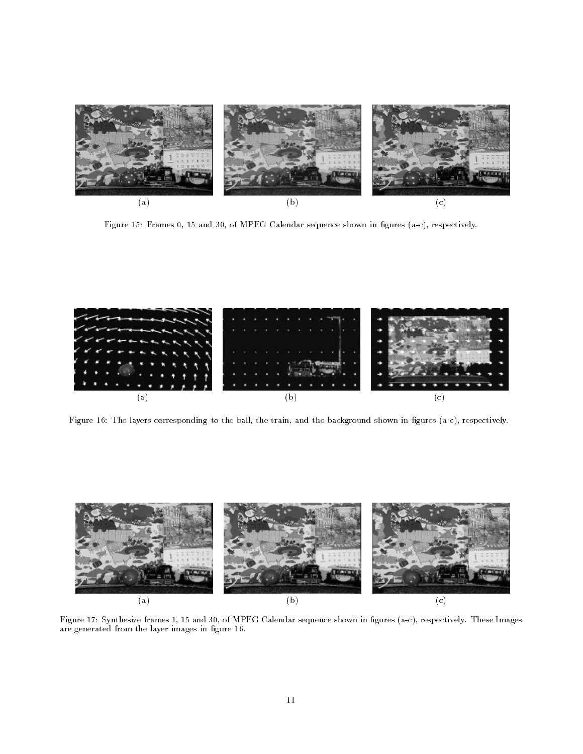(a) (b) (c)

Figure 15: Frames 0, 15 and 30, of MPEG Calendar sequence shown in figures (a-c), respectively.

(a) (b) (c)

Figure 16: The layers corresponding to the ball, the train, and the background shown in figures (a-c), respectively.

(a) (b) (c)

Figure 17: Synthesize frames 1, 15 and 30, of MPEG Calendar sequence shown in figures (a-c), respectively. These Images are generated from the layer images in figure 16.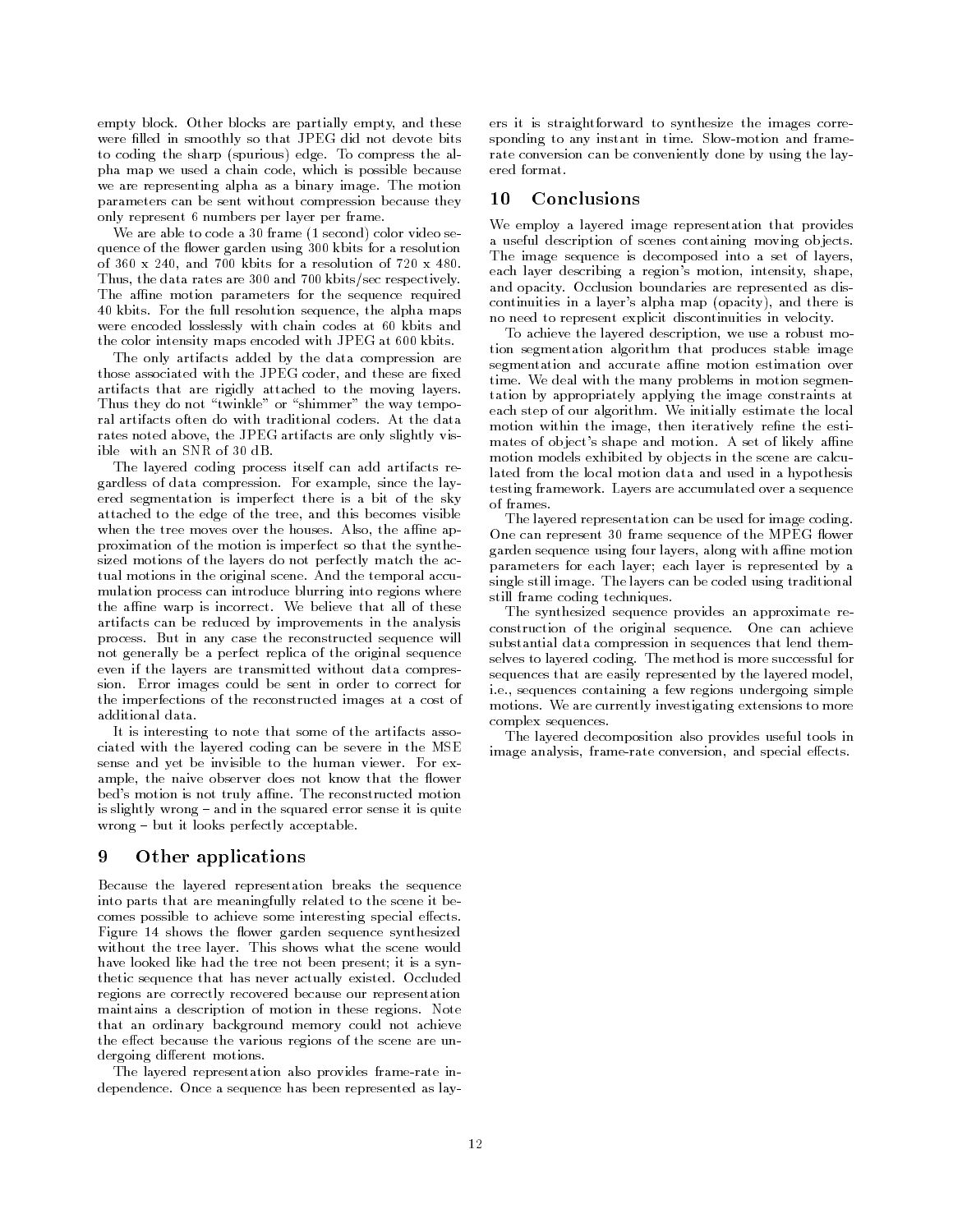empty block. Other blocks are partially empty, and these were filled in smoothly so that JPEG did not devote bits to coding the sharp (spurious) edge. To compress the alpha map we used a chain code, which is possible because we are representing alpha as a binary image. The motion parameters can be sent without compression because they only represent 6 numbers per layer per frame.

We are able to code a 30 frame (1 second) color video sequence of the flower garden using 300 kbits for a resolution of 360 x 240, and 700 kbits for a resolution of 720 x 480. Thus, the data rates are 300 and 700 kbits/sec respectively. The affine motion parameters for the sequence required 40 kbits. For the full resolution sequence, the alpha maps were encoded losslessly with chain codes at 60 kbits and the color intensity maps encoded with JPEG at 600 kbits.

The only artifacts added by the data compression are those associated with the JPEG coder, and these are fixed artifacts that are rigidly attached to the moving layers. Thus they do not "twinkle" or "shimmer" the way temporal artifacts often do with traditional coders. At the data rates noted above, the JPEG artifacts are only slightly visible with an SNR of 30 dB.

The layered coding process itself can add artifacts regardless of data compression. For example, since the layered segmentation is imperfect there is a bit of the sky attached to the edge of the tree, and this becomes visible when the tree moves over the houses. Also, the affine approximation of the motion is imperfect so that the synthesized motions of the layers do not perfectly match the actual motions in the original scene. And the temporal accumulation process can introduce blurring into regions where the affine warp is incorrect. We believe that all of these artifacts can be reduced by improvements in the analysis process. But in any case the reconstructed sequence will not generally be a perfect replica of the original sequence even if the layers are transmitted without data compression. Error images could be sent in order to correct for the imperfections of the reconstructed images at a cost of additional data.

It is interesting to note that some of the artifacts associated with the layered coding can be severe in the MSE sense and yet be invisible to the human viewer. For example, the naive observer does not know that the flower bed's motion is not truly affine. The reconstructed motion is slightly wrong – and in the squared error sense it is quite wrong – but it looks perfectly acceptable.

## 9 Other applications

Because the layered representation breaks the sequence into parts that are meaningfully related to the scene it becomes possible to achieve some interesting special effects. Figure 14 shows the flower garden sequence synthesized without the tree layer. This shows what the scene would have looked like had the tree not been present; it is a synthetic sequence that has never actually existed. Occluded regions are correctly recovered because our representation maintains a description of motion in these regions. Note that an ordinary background memory could not achieve the effect because the various regions of the scene are undergoing different motions.

The layered representation also provides frame-rate independence. Once a sequence has been represented as layers it is straightforward to synthesize the images corresponding to any instant in time. Slow-motion and frame-rate conversion can be conveniently done by using the layered format.

## 10 Conclusions

We employ a layered image representation that provides a useful description of scenes containing moving objects. The image sequence is decomposed into a set of layers, each layer describing a region's motion, intensity, shape, and opacity. Occlusion boundaries are represented as discontinuities in a layer's alpha map (opacity), and there is no need to represent explicit discontinuities in velocity.

To achieve the layered description, we use a robust motion segmentation algorithm that produces stable image segmentation and accurate affine motion estimation over time. We deal with the many problems in motion segmentation by appropriately applying the image constraints at each step of our algorithm. We initially estimate the local motion within the image, then iteratively refine the estimates of object's shape and motion. A set of likely affine motion models exhibited by objects in the scene are calculated from the local motion data and used in a hypothesis testing framework. Layers are accumulated over a sequence of frames.

The layered representation can be used for image coding. One can represent 30 frame sequence of the MPEG flower garden sequence using four layers, along with affine motion parameters for each layer; each layer is represented by a single still image. The layers can be coded using traditional still frame coding techniques.

The synthesized sequence provides an approximate reconstruction of the original sequence. One can achieve substantial data compression in sequences that lend themselves to layered coding. The method is more successful for sequences that are easily represented by the layered model, i.e., sequences containing a few regions undergoing simple motions. We are currently investigating extensions to more complex sequences.

The layered decomposition also provides useful tools in image analysis, frame-rate conversion, and special effects.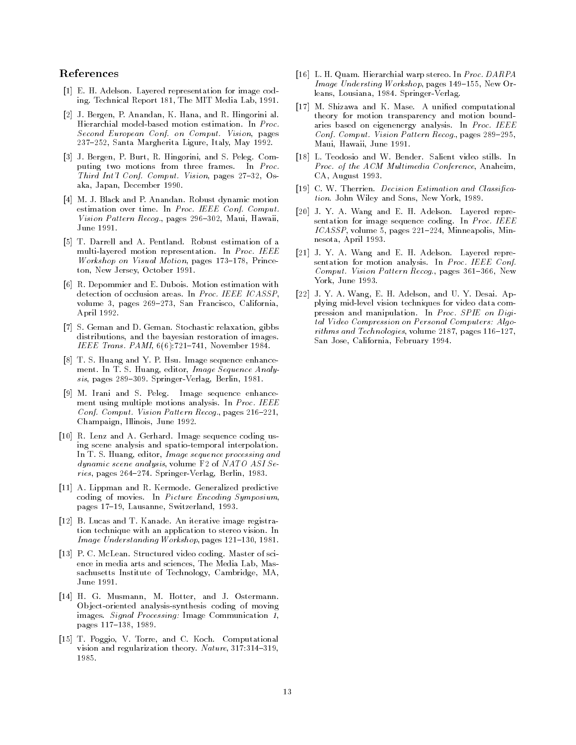## References

[1] E. H. Adelson. Layered representation for image coding. Technical Report 181, The MIT Media Lab, 1991.

[2] J. Bergen, P. Anandan, K. Hana, and R. Hingorini al. Hierarchial model-based motion estimation. In *Proc. Second European Conf. on Comput. Vision*, pages 237–252, Santa Margherita Ligure, Italy, May 1992.

[3] J. Bergen, P. Burt, R. Hingorini, and S. Peleg. Computing two motions from three frames. In *Proc. Third Int'l Conf. Comput. Vision*, pages 27–32, Osaka, Japan, December 1990.

[4] M. J. Black and P. Anandan. Robust dynamic motion estimation over time. In *Proc. IEEE Conf. Comput. Vision Pattern Recog.*, pages 296–302, Maui, Hawaii, June 1991.

[5] T. Darrell and A. Pentland. Robust estimation of a multi-layered motion representation. In *Proc. IEEE Workshop on Visual Motion*, pages 173–178, Princeton, New Jersey, October 1991.

[6] R. Depommier and E. Dubois. Motion estimation with detection of occlusion areas. In *Proc. IEEE ICASSP*, volume 3, pages 269–273, San Francisco, California, April 1992.

[7] S. Geman and D. Geman. Stochastic relaxation, gibbs distributions, and the bayesian restoration of images. *IEEE Trans. PAMI*, 6(6):721–741, November 1984.

[8] T. S. Huang and Y. P. Hsu. Image sequence enhancement. In T. S. Huang, editor, *Image Sequence Analysis*, pages 289–309. Springer-Verlag, Berlin, 1981.

[9] M. Irani and S. Peleg. Image sequence enhancement using multiple motions analysis. In *Proc. IEEE Conf. Comput. Vision Pattern Recog.*, pages 216–221, Champaign, Illinois, June 1992.

[10] R. Lenz and A. Gerhard. Image sequence coding using scene analysis and spatio-temporal interpolation. In T. S. Huang, editor, *Image sequence processing and dynamic scene analysis*, volume F2 of *NATO ASI Series*, pages 264–274. Springer-Verlag, Berlin, 1983.

[11] A. Lippman and R. Kermode. Generalized predictive coding of movies. In *Picture Encoding Symposium*, pages 17–19, Lausanne, Switzerland, 1993.

[12] B. Lucas and T. Kanade. An iterative image registration technique with an application to stereo vision. In *Image Understanding Workshop*, pages 121–130, 1981.

[13] P. C. McLean. Structured video coding. Master of science in media arts and sciences, The Media Lab, Massachusetts Institute of Technology, Cambridge, MA, June 1991.

[14] H. G. Musmann, M. Hotter, and J. Ostermann. Object-oriented analysis-synthesis coding of moving images. *Signal Processing:* Image Communication *1*, pages 117–138, 1989.

[15] T. Poggio, V. Torre, and C. Koch. Computational vision and regularization theory. *Nature*, 317:314–319, 1985.

[16] L. H. Quam. Hierarchial warp stereo. In *Proc. DARPA Image Understing Workshop*, pages 149–155, New Orleans, Lousiana, 1984. Springer-Verlag.

[17] M. Shizawa and K. Mase. A unified computational theory for motion transparency and motion boundaries based on eigenenergy analysis. In *Proc. IEEE Conf. Comput. Vision Pattern Recog.*, pages 289–295, Maui, Hawaii, June 1991.

[18] L. Teodosio and W. Bender. Salient video stills. In *Proc. of the ACM Multimedia Conference*, Anaheim, CA, August 1993.

[19] C. W. Therrien. *Decision Estimation and Classification*. John Wiley and Sons, New York, 1989.

[20] J. Y. A. Wang and E. H. Adelson. Layered representation for image sequence coding. In *Proc. IEEE ICASSP*, volume 5, pages 221–224, Minneapolis, Minnesota, April 1993.

[21] J. Y. A. Wang and E. H. Adelson. Layered representation for motion analysis. In *Proc. IEEE Conf. Comput. Vision Pattern Recog.*, pages 361–366, New York, June 1993.

[22] J. Y. A. Wang, E. H. Adelson, and U. Y. Desai. Applying mid-level vision techniques for video data compression and manipulation. In *Proc. SPIE on Digital Video Compression on Personal Computers: Algorithms and Technologies*, volume 2187, pages 116–127, San Jose, California, February 1994.